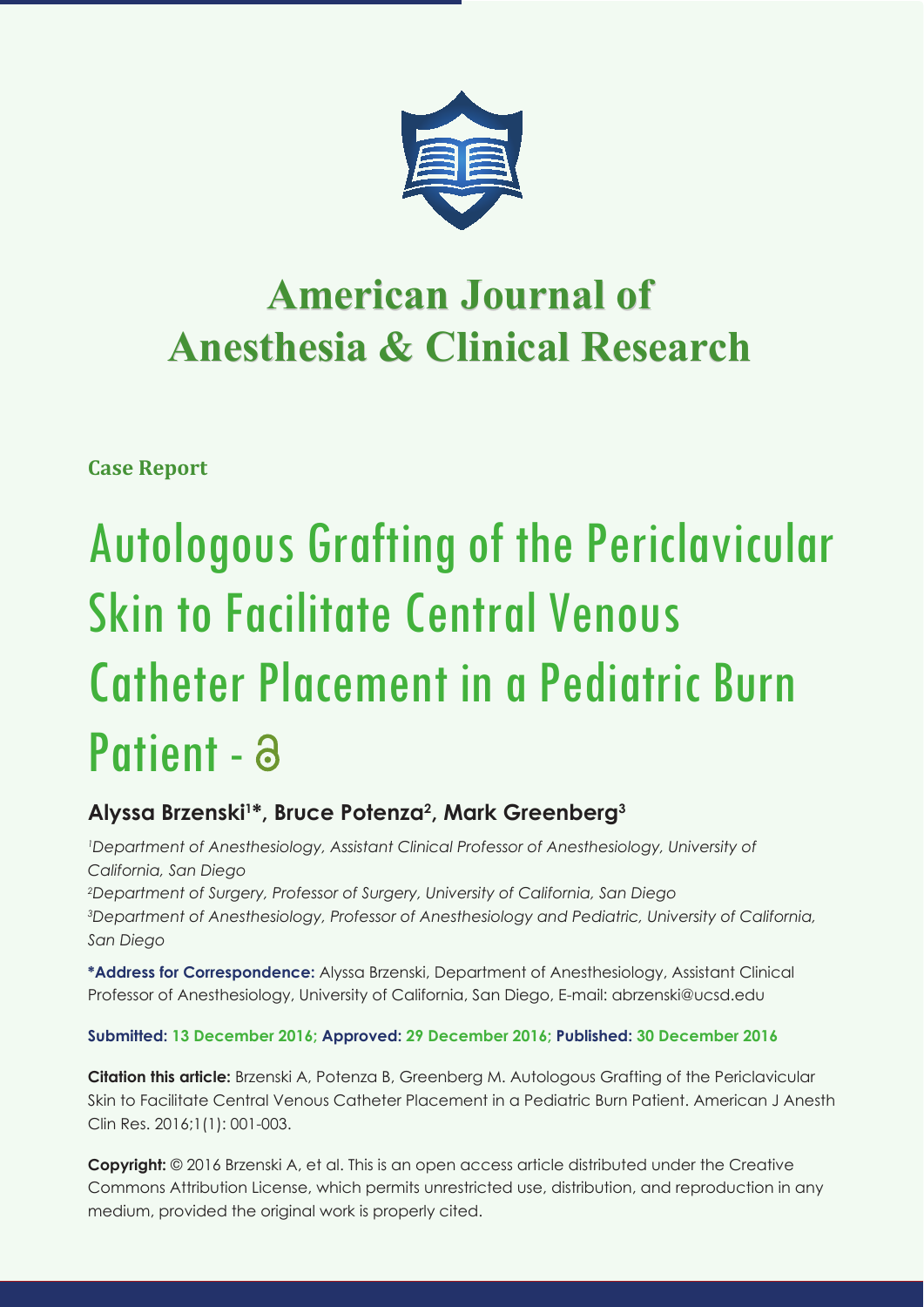# American Journal of Anesthesia & Clinical Research

**Case Report**

# Autologous Grafting of the Periclavicular Skin to Facilitate Central Venous Catheter Placement in a Pediatric Burn Patient

**Alyssa Brzenski[1]*, Bruce Potenza[2], Mark Greenberg[3]**

*[1]Department of Anesthesiology, Assistant Clinical Professor of Anesthesiology, University of California, San Diego*

*[2]Department of Surgery, Professor of Surgery, University of California, San Diego*

*[3]Department of Anesthesiology, Professor of Anesthesiology and Pediatric, University of California, San Diego*

**\*Address for Correspondence:** Alyssa Brzenski, Department of Anesthesiology, Assistant Clinical Professor of Anesthesiology, University of California, San Diego, E-mail: abrzenski@ucsd.edu

**Submitted: 13 December 2016; Approved: 29 December 2016; Published: 30 December 2016**

**Citation this article:** Brzenski A, Potenza B, Greenberg M. Autologous Grafting of the Periclavicular Skin to Facilitate Central Venous Catheter Placement in a Pediatric Burn Patient. American J Anesth Clin Res. 2016;1(1): 001-003.

**Copyright:** © 2016 Brzenski A, et al. This is an open access article distributed under the Creative Commons Attribution License, which permits unrestricted use, distribution, and reproduction in any medium, provided the original work is properly cited.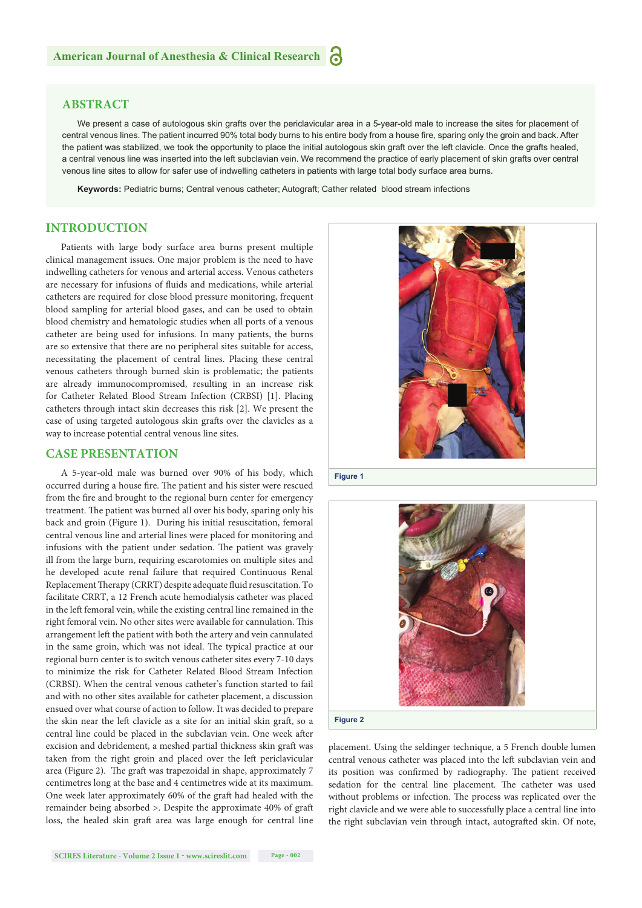## ABSTRACT

We present a case of autologous skin grafts over the periclavicular area in a 5-year-old male to increase the sites for placement of central venous lines. The patient incurred 90% total body burns to his entire body from a house fire, sparing only the groin and back. After the patient was stabilized, we took the opportunity to place the initial autologous skin graft over the left clavicle. Once the grafts healed, a central venous line was inserted into the left subclavian vein. We recommend the practice of early placement of skin grafts over central venous line sites to allow for safer use of indwelling catheters in patients with large total body surface area burns.

**Keywords:** Pediatric burns; Central venous catheter; Autograft; Cather related blood stream infections

## INTRODUCTION

Patients with large body surface area burns present multiple clinical management issues. One major problem is the need to have indwelling catheters for venous and arterial access. Venous catheters are necessary for infusions of fluids and medications, while arterial catheters are required for close blood pressure monitoring, frequent blood sampling for arterial blood gases, and can be used to obtain blood chemistry and hematologic studies when all ports of a venous catheter are being used for infusions. In many patients, the burns are so extensive that there are no peripheral sites suitable for access, necessitating the placement of central lines. Placing these central venous catheters through burned skin is problematic; the patients are already immunocompromised, resulting in an increase risk for Catheter Related Blood Stream Infection (CRBSI) [1]. Placing catheters through intact skin decreases this risk [2]. We present the case of using targeted autologous skin grafts over the clavicles as a way to increase potential central venous line sites.

## CASE PRESENTATION

A 5-year-old male was burned over 90% of his body, which occurred during a house fire. The patient and his sister were rescued from the fire and brought to the regional burn center for emergency treatment. The patient was burned all over his body, sparing only his back and groin (Figure 1). During his initial resuscitation, femoral central venous line and arterial lines were placed for monitoring and infusions with the patient under sedation. The patient was gravely ill from the large burn, requiring escarotomies on multiple sites and he developed acute renal failure that required Continuous Renal Replacement Therapy (CRRT) despite adequate fluid resuscitation. To facilitate CRRT, a 12 French acute hemodialysis catheter was placed in the left femoral vein, while the existing central line remained in the right femoral vein. No other sites were available for cannulation. This arrangement left the patient with both the artery and vein cannulated in the same groin, which was not ideal. The typical practice at our regional burn center is to switch venous catheter sites every 7-10 days to minimize the risk for Catheter Related Blood Stream Infection (CRBSI). When the central venous catheter's function started to fail and with no other sites available for catheter placement, a discussion ensued over what course of action to follow. It was decided to prepare the skin near the left clavicle as a site for an initial skin graft, so a central line could be placed in the subclavian vein. One week after excision and debridement, a meshed partial thickness skin graft was taken from the right groin and placed over the left periclavicular area (Figure 2). The graft was trapezoidal in shape, approximately 7 centimetres long at the base and 4 centimetres wide at its maximum. One week later approximately 60% of the graft had healed with the remainder being absorbed >. Despite the approximate 40% of graft loss, the healed skin graft area was large enough for central line placement. Using the seldinger technique, a 5 French double lumen central venous catheter was placed into the left subclavian vein and its position was confirmed by radiography. The patient received sedation for the central line placement. The catheter was used without problems or infection. The process was replicated over the right clavicle and we were able to successfully place a central line into the right subclavian vein through intact, autografted skin. Of note,

Figure 1

Figure 2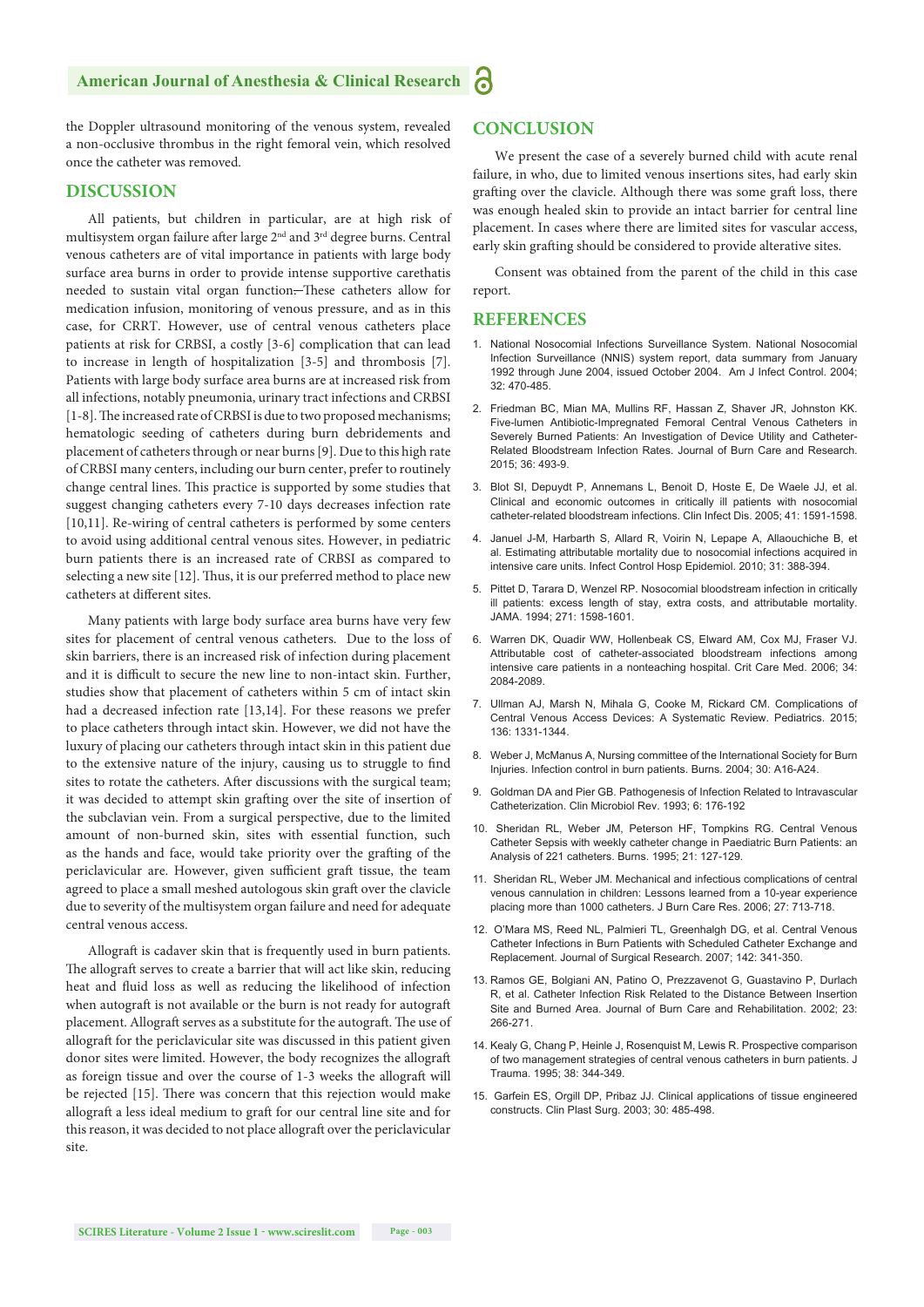the Doppler ultrasound monitoring of the venous system, revealed a non-occlusive thrombus in the right femoral vein, which resolved once the catheter was removed.

## DISCUSSION

All patients, but children in particular, are at high risk of multisystem organ failure after large 2nd and 3rd degree burns. Central venous catheters are of vital importance in patients with large body surface area burns in order to provide intense supportive carethatis needed to sustain vital organ function. These catheters allow for medication infusion, monitoring of venous pressure, and as in this case, for CRRT. However, use of central venous catheters place patients at risk for CRBSI, a costly [3-6] complication that can lead to increase in length of hospitalization [3-5] and thrombosis [7]. Patients with large body surface area burns are at increased risk from all infections, notably pneumonia, urinary tract infections and CRBSI [1-8]. The increased rate of CRBSI is due to two proposed mechanisms; hematologic seeding of catheters during burn debridements and placement of catheters through or near burns [9]. Due to this high rate of CRBSI many centers, including our burn center, prefer to routinely change central lines. This practice is supported by some studies that suggest changing catheters every 7-10 days decreases infection rate [10,11]. Re-wiring of central catheters is performed by some centers to avoid using additional central venous sites. However, in pediatric burn patients there is an increased rate of CRBSI as compared to selecting a new site [12]. Thus, it is our preferred method to place new catheters at different sites.

Many patients with large body surface area burns have very few sites for placement of central venous catheters. Due to the loss of skin barriers, there is an increased risk of infection during placement and it is difficult to secure the new line to non-intact skin. Further, studies show that placement of catheters within 5 cm of intact skin had a decreased infection rate [13,14]. For these reasons we prefer to place catheters through intact skin. However, we did not have the luxury of placing our catheters through intact skin in this patient due to the extensive nature of the injury, causing us to struggle to find sites to rotate the catheters. After discussions with the surgical team; it was decided to attempt skin grafting over the site of insertion of the subclavian vein. From a surgical perspective, due to the limited amount of non-burned skin, sites with essential function, such as the hands and face, would take priority over the grafting of the periclavicular are. However, given sufficient graft tissue, the team agreed to place a small meshed autologous skin graft over the clavicle due to severity of the multisystem organ failure and need for adequate central venous access.

Allograft is cadaver skin that is frequently used in burn patients. The allograft serves to create a barrier that will act like skin, reducing heat and fluid loss as well as reducing the likelihood of infection when autograft is not available or the burn is not ready for autograft placement. Allograft serves as a substitute for the autograft. The use of allograft for the periclavicular site was discussed in this patient given donor sites were limited. However, the body recognizes the allograft as foreign tissue and over the course of 1-3 weeks the allograft will be rejected [15]. There was concern that this rejection would make allograft a less ideal medium to graft for our central line site and for this reason, it was decided to not place allograft over the periclavicular site.

## CONCLUSION

We present the case of a severely burned child with acute renal failure, in who, due to limited venous insertions sites, had early skin grafting over the clavicle. Although there was some graft loss, there was enough healed skin to provide an intact barrier for central line placement. In cases where there are limited sites for vascular access, early skin grafting should be considered to provide alterative sites.

Consent was obtained from the parent of the child in this case report.

## REFERENCES

1. National Nosocomial Infections Surveillance System. National Nosocomial Infection Surveillance (NNIS) system report, data summary from January 1992 through June 2004, issued October 2004. Am J Infect Control. 2004; 32: 470-485.
2. Friedman BC, Mian MA, Mullins RF, Hassan Z, Shaver JR, Johnston KK. Five-lumen Antibiotic-Impregnated Femoral Central Venous Catheters in Severely Burned Patients: An Investigation of Device Utility and Catheter-Related Bloodstream Infection Rates. Journal of Burn Care and Research. 2015; 36: 493-9.
3. Blot SI, Depuydt P, Annemans L, Benoit D, Hoste E, De Waele JJ, et al. Clinical and economic outcomes in critically ill patients with nosocomial catheter-related bloodstream infections. Clin Infect Dis. 2005; 41: 1591-1598.
4. Januel J-M, Harbarth S, Allard R, Voirin N, Lepape A, Allaouchiche B, et al. Estimating attributable mortality due to nosocomial infections acquired in intensive care units. Infect Control Hosp Epidemiol. 2010; 31: 388-394.
5. Pittet D, Tarara D, Wenzel RP. Nosocomial bloodstream infection in critically ill patients: excess length of stay, extra costs, and attributable mortality. JAMA. 1994; 271: 1598-1601.
6. Warren DK, Quadir WW, Hollenbeak CS, Elward AM, Cox MJ, Fraser VJ. Attributable cost of catheter-associated bloodstream infections among intensive care patients in a nonteaching hospital. Crit Care Med. 2006; 34: 2084-2089.
7. Ullman AJ, Marsh N, Mihala G, Cooke M, Rickard CM. Complications of Central Venous Access Devices: A Systematic Review. Pediatrics. 2015; 136: 1331-1344.
8. Weber J, McManus A, Nursing committee of the International Society for Burn Injuries. Infection control in burn patients. Burns. 2004; 30: A16-A24.
9. Goldman DA and Pier GB. Pathogenesis of Infection Related to Intravascular Catheterization. Clin Microbiol Rev. 1993; 6: 176-192
10. Sheridan RL, Weber JM, Peterson HF, Tompkins RG. Central Venous Catheter Sepsis with weekly catheter change in Paediatric Burn Patients: an Analysis of 221 catheters. Burns. 1995; 21: 127-129.
11. Sheridan RL, Weber JM. Mechanical and infectious complications of central venous cannulation in children: Lessons learned from a 10-year experience placing more than 1000 catheters. J Burn Care Res. 2006; 27: 713-718.
12. O'Mara MS, Reed NL, Palmieri TL, Greenhalgh DG, et al. Central Venous Catheter Infections in Burn Patients with Scheduled Catheter Exchange and Replacement. Journal of Surgical Research. 2007; 142: 341-350.
13. Ramos GE, Bolgiani AN, Patino O, Prezzavenot G, Guastavino P, Durlach R, et al. Catheter Infection Risk Related to the Distance Between Insertion Site and Burned Area. Journal of Burn Care and Rehabilitation. 2002; 23: 266-271.
14. Kealy G, Chang P, Heinle J, Rosenquist M, Lewis R. Prospective comparison of two management strategies of central venous catheters in burn patients. J Trauma. 1995; 38: 344-349.
15. Garfein ES, Orgill DP, Pribaz JJ. Clinical applications of tissue engineered constructs. Clin Plast Surg. 2003; 30: 485-498.